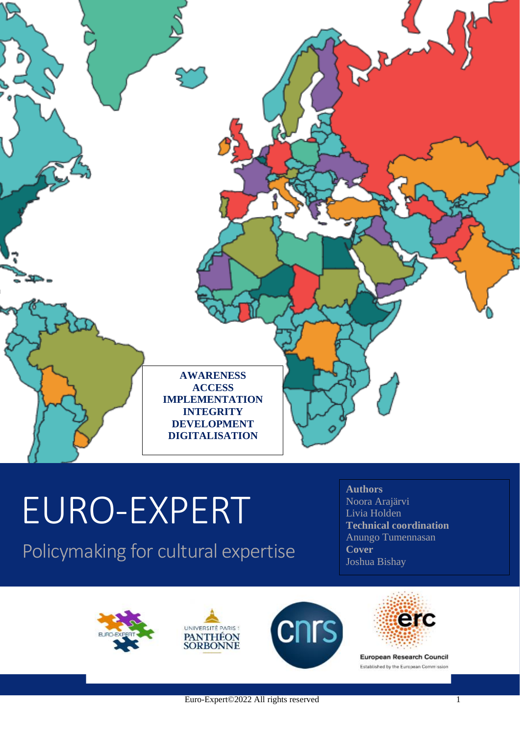**AWARENESS**
**ACCESS**
**IMPLEMENTATION**
**INTEGRITY**
**DEVELOPMENT**
**DIGITALISATION**

# EURO-EXPERT

## Policymaking for cultural expertise

**Authors**
Noora Arajärvi
Livia Holden
**Technical coordination**
Anungo Tumennasan
**Cover**
Joshua Bishay

Euro-Expert©2022 All rights reserved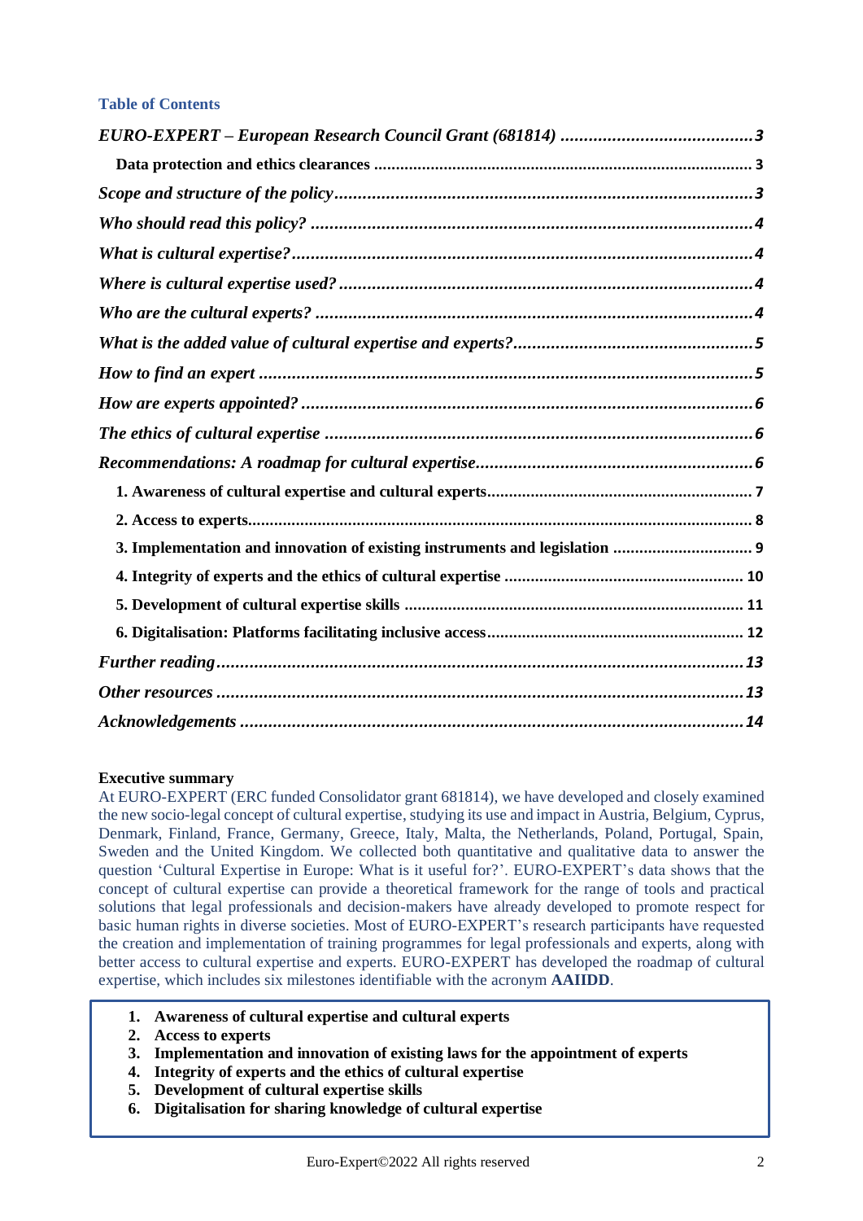**Table of Contents**

*EURO-EXPERT – European Research Council Grant (681814)* ........ 3
- Data protection and ethics clearances ........ 3

*Scope and structure of the policy* ........ 3

*Who should read this policy?* ........ 4

*What is cultural expertise?* ........ 4

*Where is cultural expertise used?* ........ 4

*Who are the cultural experts?* ........ 4

*What is the added value of cultural expertise and experts?* ........ 5

*How to find an expert* ........ 5

*How are experts appointed?* ........ 6

*The ethics of cultural expertise* ........ 6

*Recommendations: A roadmap for cultural expertise* ........ 6
- 1. Awareness of cultural expertise and cultural experts ........ 7
- 2. Access to experts ........ 8
- 3. Implementation and innovation of existing instruments and legislation ........ 9
- 4. Integrity of experts and the ethics of cultural expertise ........ 10
- 5. Development of cultural expertise skills ........ 11
- 6. Digitalisation: Platforms facilitating inclusive access ........ 12

*Further reading* ........ 13

*Other resources* ........ 13

*Acknowledgements* ........ 14

**Executive summary**

At EURO-EXPERT (ERC funded Consolidator grant 681814), we have developed and closely examined the new socio-legal concept of cultural expertise, studying its use and impact in Austria, Belgium, Cyprus, Denmark, Finland, France, Germany, Greece, Italy, Malta, the Netherlands, Poland, Portugal, Spain, Sweden and the United Kingdom. We collected both quantitative and qualitative data to answer the question 'Cultural Expertise in Europe: What is it useful for?'. EURO-EXPERT's data shows that the concept of cultural expertise can provide a theoretical framework for the range of tools and practical solutions that legal professionals and decision-makers have already developed to promote respect for basic human rights in diverse societies. Most of EURO-EXPERT's research participants have requested the creation and implementation of training programmes for legal professionals and experts, along with better access to cultural expertise and experts. EURO-EXPERT has developed the roadmap of cultural expertise, which includes six milestones identifiable with the acronym **AAIIDD**.

1. **Awareness of cultural expertise and cultural experts**
2. **Access to experts**
3. **Implementation and innovation of existing laws for the appointment of experts**
4. **Integrity of experts and the ethics of cultural expertise**
5. **Development of cultural expertise skills**
6. **Digitalisation for sharing knowledge of cultural expertise**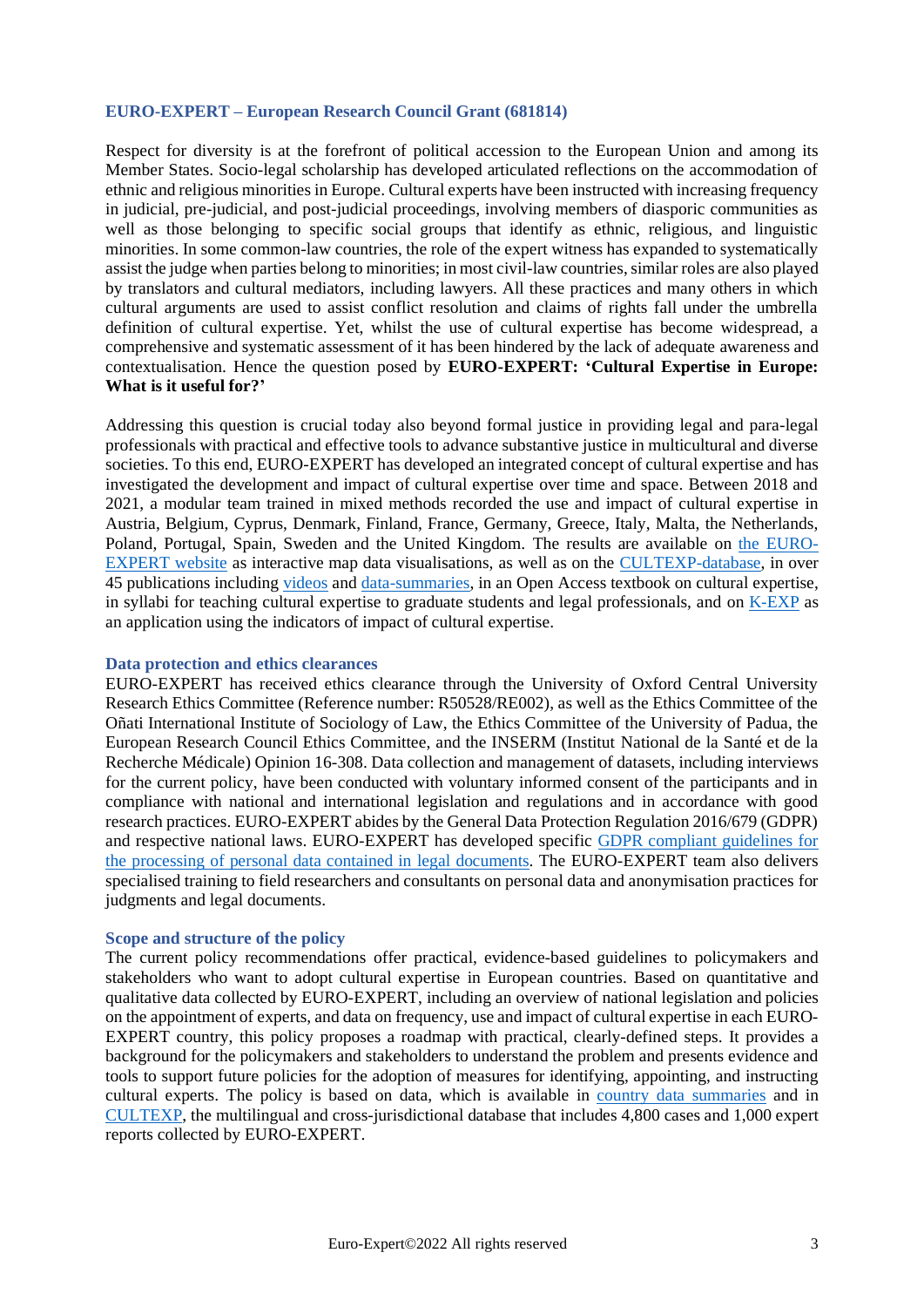## EURO-EXPERT – European Research Council Grant (681814)

Respect for diversity is at the forefront of political accession to the European Union and among its Member States. Socio-legal scholarship has developed articulated reflections on the accommodation of ethnic and religious minorities in Europe. Cultural experts have been instructed with increasing frequency in judicial, pre-judicial, and post-judicial proceedings, involving members of diasporic communities as well as those belonging to specific social groups that identify as ethnic, religious, and linguistic minorities. In some common-law countries, the role of the expert witness has expanded to systematically assist the judge when parties belong to minorities; in most civil-law countries, similar roles are also played by translators and cultural mediators, including lawyers. All these practices and many others in which cultural arguments are used to assist conflict resolution and claims of rights fall under the umbrella definition of cultural expertise. Yet, whilst the use of cultural expertise has become widespread, a comprehensive and systematic assessment of it has been hindered by the lack of adequate awareness and contextualisation. Hence the question posed by **EURO-EXPERT: 'Cultural Expertise in Europe: What is it useful for?'**

Addressing this question is crucial today also beyond formal justice in providing legal and para-legal professionals with practical and effective tools to advance substantive justice in multicultural and diverse societies. To this end, EURO-EXPERT has developed an integrated concept of cultural expertise and has investigated the development and impact of cultural expertise over time and space. Between 2018 and 2021, a modular team trained in mixed methods recorded the use and impact of cultural expertise in Austria, Belgium, Cyprus, Denmark, Finland, France, Germany, Greece, Italy, Malta, the Netherlands, Poland, Portugal, Spain, Sweden and the United Kingdom. The results are available on the EURO-EXPERT website as interactive map data visualisations, as well as on the CULTEXP-database, in over 45 publications including videos and data-summaries, in an Open Access textbook on cultural expertise, in syllabi for teaching cultural expertise to graduate students and legal professionals, and on K-EXP as an application using the indicators of impact of cultural expertise.

### Data protection and ethics clearances

EURO-EXPERT has received ethics clearance through the University of Oxford Central University Research Ethics Committee (Reference number: R50528/RE002), as well as the Ethics Committee of the Oñati International Institute of Sociology of Law, the Ethics Committee of the University of Padua, the European Research Council Ethics Committee, and the INSERM (Institut National de la Santé et de la Recherche Médicale) Opinion 16-308. Data collection and management of datasets, including interviews for the current policy, have been conducted with voluntary informed consent of the participants and in compliance with national and international legislation and regulations and in accordance with good research practices. EURO-EXPERT abides by the General Data Protection Regulation 2016/679 (GDPR) and respective national laws. EURO-EXPERT has developed specific GDPR compliant guidelines for the processing of personal data contained in legal documents. The EURO-EXPERT team also delivers specialised training to field researchers and consultants on personal data and anonymisation practices for judgments and legal documents.

### Scope and structure of the policy

The current policy recommendations offer practical, evidence-based guidelines to policymakers and stakeholders who want to adopt cultural expertise in European countries. Based on quantitative and qualitative data collected by EURO-EXPERT, including an overview of national legislation and policies on the appointment of experts, and data on frequency, use and impact of cultural expertise in each EURO-EXPERT country, this policy proposes a roadmap with practical, clearly-defined steps. It provides a background for the policymakers and stakeholders to understand the problem and presents evidence and tools to support future policies for the adoption of measures for identifying, appointing, and instructing cultural experts. The policy is based on data, which is available in country data summaries and in CULTEXP, the multilingual and cross-jurisdictional database that includes 4,800 cases and 1,000 expert reports collected by EURO-EXPERT.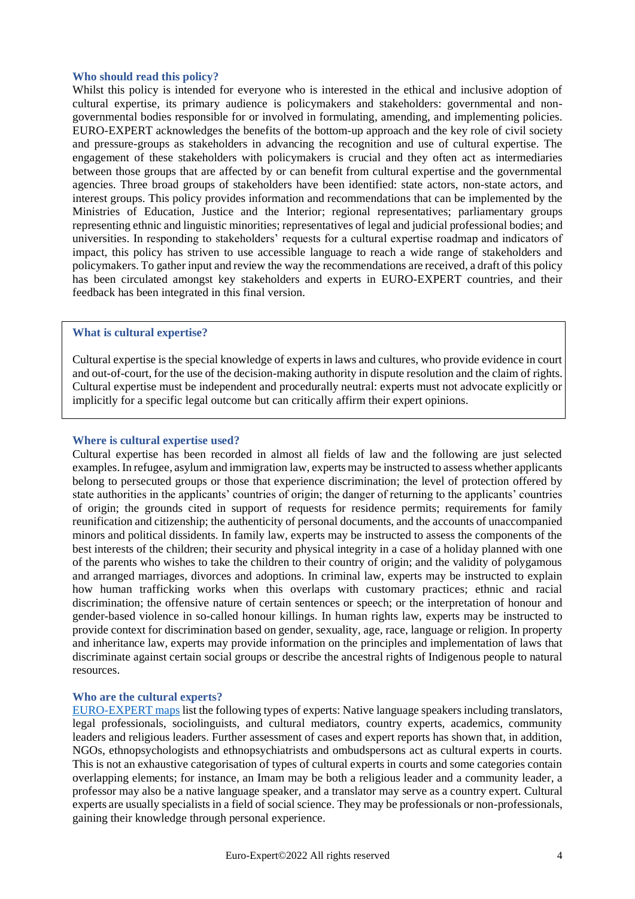### Who should read this policy?

Whilst this policy is intended for everyone who is interested in the ethical and inclusive adoption of cultural expertise, its primary audience is policymakers and stakeholders: governmental and non-governmental bodies responsible for or involved in formulating, amending, and implementing policies. EURO-EXPERT acknowledges the benefits of the bottom-up approach and the key role of civil society and pressure-groups as stakeholders in advancing the recognition and use of cultural expertise. The engagement of these stakeholders with policymakers is crucial and they often act as intermediaries between those groups that are affected by or can benefit from cultural expertise and the governmental agencies. Three broad groups of stakeholders have been identified: state actors, non-state actors, and interest groups. This policy provides information and recommendations that can be implemented by the Ministries of Education, Justice and the Interior; regional representatives; parliamentary groups representing ethnic and linguistic minorities; representatives of legal and judicial professional bodies; and universities. In responding to stakeholders' requests for a cultural expertise roadmap and indicators of impact, this policy has striven to use accessible language to reach a wide range of stakeholders and policymakers. To gather input and review the way the recommendations are received, a draft of this policy has been circulated amongst key stakeholders and experts in EURO-EXPERT countries, and their feedback has been integrated in this final version.

### What is cultural expertise?

Cultural expertise is the special knowledge of experts in laws and cultures, who provide evidence in court and out-of-court, for the use of the decision-making authority in dispute resolution and the claim of rights. Cultural expertise must be independent and procedurally neutral: experts must not advocate explicitly or implicitly for a specific legal outcome but can critically affirm their expert opinions.

### Where is cultural expertise used?

Cultural expertise has been recorded in almost all fields of law and the following are just selected examples. In refugee, asylum and immigration law, experts may be instructed to assess whether applicants belong to persecuted groups or those that experience discrimination; the level of protection offered by state authorities in the applicants' countries of origin; the danger of returning to the applicants' countries of origin; the grounds cited in support of requests for residence permits; requirements for family reunification and citizenship; the authenticity of personal documents, and the accounts of unaccompanied minors and political dissidents. In family law, experts may be instructed to assess the components of the best interests of the children; their security and physical integrity in a case of a holiday planned with one of the parents who wishes to take the children to their country of origin; and the validity of polygamous and arranged marriages, divorces and adoptions. In criminal law, experts may be instructed to explain how human trafficking works when this overlaps with customary practices; ethnic and racial discrimination; the offensive nature of certain sentences or speech; or the interpretation of honour and gender-based violence in so-called honour killings. In human rights law, experts may be instructed to provide context for discrimination based on gender, sexuality, age, race, language or religion. In property and inheritance law, experts may provide information on the principles and implementation of laws that discriminate against certain social groups or describe the ancestral rights of Indigenous people to natural resources.

### Who are the cultural experts?

EURO-EXPERT maps list the following types of experts: Native language speakers including translators, legal professionals, sociolinguists, and cultural mediators, country experts, academics, community leaders and religious leaders. Further assessment of cases and expert reports has shown that, in addition, NGOs, ethnopsychologists and ethnopsychiatrists and ombudspersons act as cultural experts in courts. This is not an exhaustive categorisation of types of cultural experts in courts and some categories contain overlapping elements; for instance, an Imam may be both a religious leader and a community leader, a professor may also be a native language speaker, and a translator may serve as a country expert. Cultural experts are usually specialists in a field of social science. They may be professionals or non-professionals, gaining their knowledge through personal experience.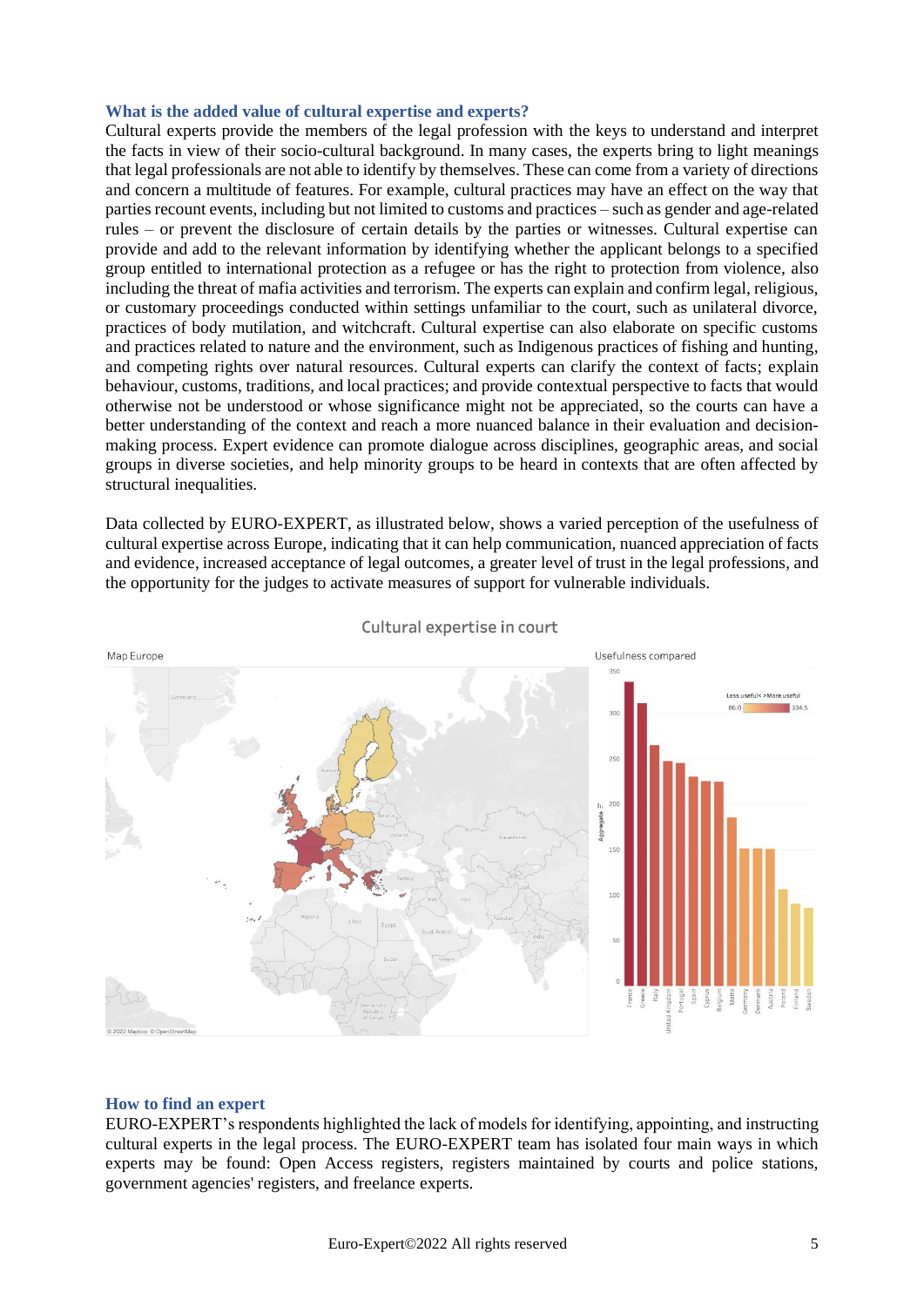### What is the added value of cultural expertise and experts?

Cultural experts provide the members of the legal profession with the keys to understand and interpret the facts in view of their socio-cultural background. In many cases, the experts bring to light meanings that legal professionals are not able to identify by themselves. These can come from a variety of directions and concern a multitude of features. For example, cultural practices may have an effect on the way that parties recount events, including but not limited to customs and practices – such as gender and age-related rules – or prevent the disclosure of certain details by the parties or witnesses. Cultural expertise can provide and add to the relevant information by identifying whether the applicant belongs to a specified group entitled to international protection as a refugee or has the right to protection from violence, also including the threat of mafia activities and terrorism. The experts can explain and confirm legal, religious, or customary proceedings conducted within settings unfamiliar to the court, such as unilateral divorce, practices of body mutilation, and witchcraft. Cultural expertise can also elaborate on specific customs and practices related to nature and the environment, such as Indigenous practices of fishing and hunting, and competing rights over natural resources. Cultural experts can clarify the context of facts; explain behaviour, customs, traditions, and local practices; and provide contextual perspective to facts that would otherwise not be understood or whose significance might not be appreciated, so the courts can have a better understanding of the context and reach a more nuanced balance in their evaluation and decision-making process. Expert evidence can promote dialogue across disciplines, geographic areas, and social groups in diverse societies, and help minority groups to be heard in contexts that are often affected by structural inequalities.

Data collected by EURO-EXPERT, as illustrated below, shows a varied perception of the usefulness of cultural expertise across Europe, indicating that it can help communication, nuanced appreciation of facts and evidence, increased acceptance of legal outcomes, a greater level of trust in the legal professions, and the opportunity for the judges to activate measures of support for vulnerable individuals.

Cultural expertise in court

Map Europe

Usefulness compared

Less useful< >More useful (86.0 – 334.5)

Countries (most to least useful): France, Greece, Italy, United Kingdom, Portugal, Spain, Cyprus, Belgium, Malta, Germany, Denmark, Austria, Poland, Finland, Sweden

© 2022 Mapbox © OpenStreetMap

### How to find an expert

EURO-EXPERT's respondents highlighted the lack of models for identifying, appointing, and instructing cultural experts in the legal process. The EURO-EXPERT team has isolated four main ways in which experts may be found: Open Access registers, registers maintained by courts and police stations, government agencies' registers, and freelance experts.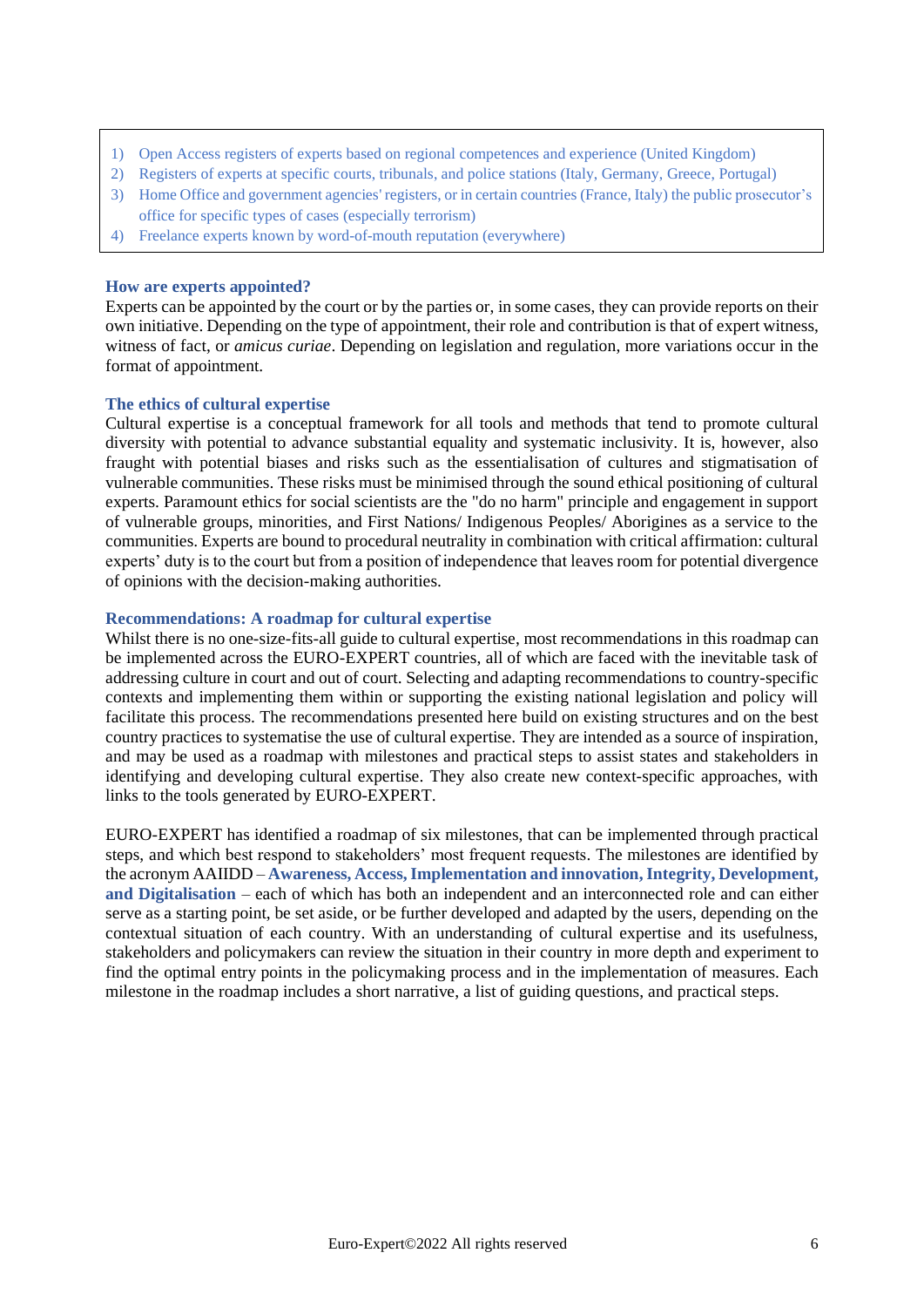1) Open Access registers of experts based on regional competences and experience (United Kingdom)
2) Registers of experts at specific courts, tribunals, and police stations (Italy, Germany, Greece, Portugal)
3) Home Office and government agencies' registers, or in certain countries (France, Italy) the public prosecutor's office for specific types of cases (especially terrorism)
4) Freelance experts known by word-of-mouth reputation (everywhere)

### How are experts appointed?

Experts can be appointed by the court or by the parties or, in some cases, they can provide reports on their own initiative. Depending on the type of appointment, their role and contribution is that of expert witness, witness of fact, or *amicus curiae*. Depending on legislation and regulation, more variations occur in the format of appointment.

### The ethics of cultural expertise

Cultural expertise is a conceptual framework for all tools and methods that tend to promote cultural diversity with potential to advance substantial equality and systematic inclusivity. It is, however, also fraught with potential biases and risks such as the essentialisation of cultures and stigmatisation of vulnerable communities. These risks must be minimised through the sound ethical positioning of cultural experts. Paramount ethics for social scientists are the "do no harm" principle and engagement in support of vulnerable groups, minorities, and First Nations/ Indigenous Peoples/ Aborigines as a service to the communities. Experts are bound to procedural neutrality in combination with critical affirmation: cultural experts' duty is to the court but from a position of independence that leaves room for potential divergence of opinions with the decision-making authorities.

### Recommendations: A roadmap for cultural expertise

Whilst there is no one-size-fits-all guide to cultural expertise, most recommendations in this roadmap can be implemented across the EURO-EXPERT countries, all of which are faced with the inevitable task of addressing culture in court and out of court. Selecting and adapting recommendations to country-specific contexts and implementing them within or supporting the existing national legislation and policy will facilitate this process. The recommendations presented here build on existing structures and on the best country practices to systematise the use of cultural expertise. They are intended as a source of inspiration, and may be used as a roadmap with milestones and practical steps to assist states and stakeholders in identifying and developing cultural expertise. They also create new context-specific approaches, with links to the tools generated by EURO-EXPERT.

EURO-EXPERT has identified a roadmap of six milestones, that can be implemented through practical steps, and which best respond to stakeholders' most frequent requests. The milestones are identified by the acronym AAIIDD – **Awareness, Access, Implementation and innovation, Integrity, Development, and Digitalisation** – each of which has both an independent and an interconnected role and can either serve as a starting point, be set aside, or be further developed and adapted by the users, depending on the contextual situation of each country. With an understanding of cultural expertise and its usefulness, stakeholders and policymakers can review the situation in their country in more depth and experiment to find the optimal entry points in the policymaking process and in the implementation of measures. Each milestone in the roadmap includes a short narrative, a list of guiding questions, and practical steps.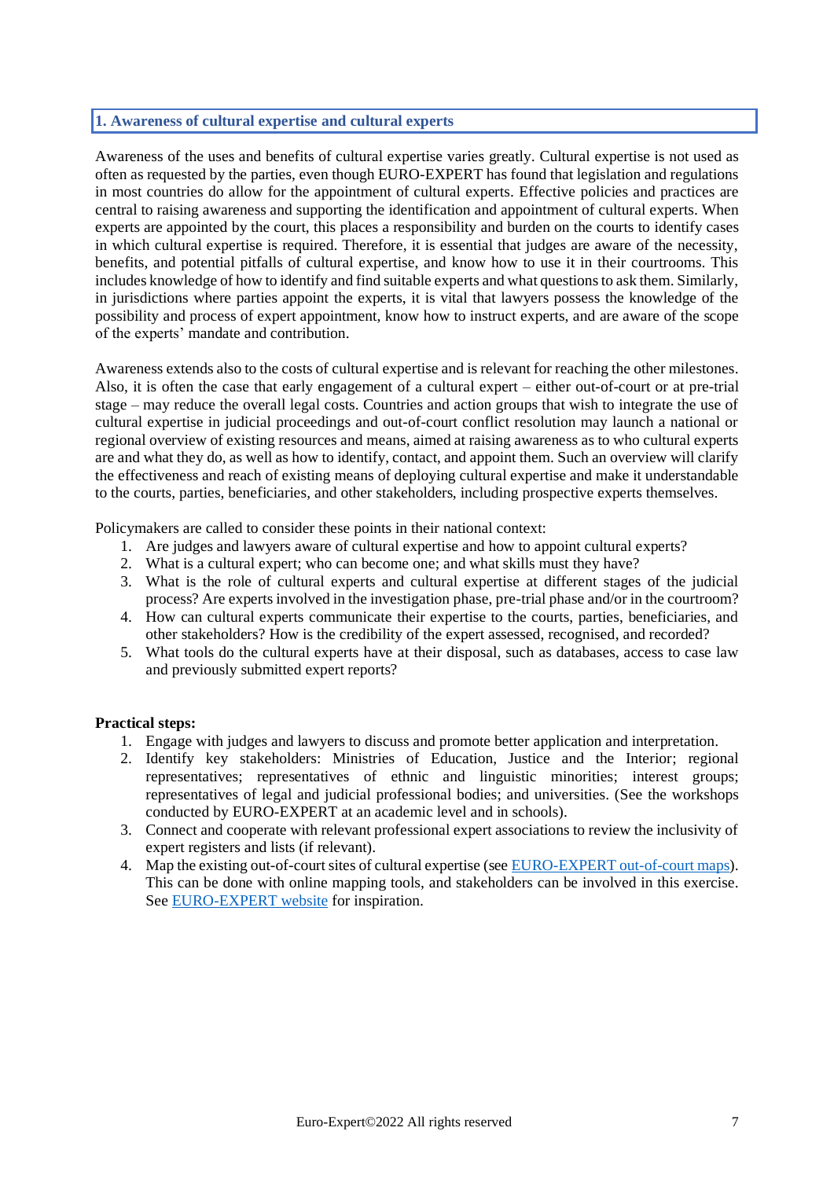## 1. Awareness of cultural expertise and cultural experts

Awareness of the uses and benefits of cultural expertise varies greatly. Cultural expertise is not used as often as requested by the parties, even though EURO-EXPERT has found that legislation and regulations in most countries do allow for the appointment of cultural experts. Effective policies and practices are central to raising awareness and supporting the identification and appointment of cultural experts. When experts are appointed by the court, this places a responsibility and burden on the courts to identify cases in which cultural expertise is required. Therefore, it is essential that judges are aware of the necessity, benefits, and potential pitfalls of cultural expertise, and know how to use it in their courtrooms. This includes knowledge of how to identify and find suitable experts and what questions to ask them. Similarly, in jurisdictions where parties appoint the experts, it is vital that lawyers possess the knowledge of the possibility and process of expert appointment, know how to instruct experts, and are aware of the scope of the experts' mandate and contribution.

Awareness extends also to the costs of cultural expertise and is relevant for reaching the other milestones. Also, it is often the case that early engagement of a cultural expert – either out-of-court or at pre-trial stage – may reduce the overall legal costs. Countries and action groups that wish to integrate the use of cultural expertise in judicial proceedings and out-of-court conflict resolution may launch a national or regional overview of existing resources and means, aimed at raising awareness as to who cultural experts are and what they do, as well as how to identify, contact, and appoint them. Such an overview will clarify the effectiveness and reach of existing means of deploying cultural expertise and make it understandable to the courts, parties, beneficiaries, and other stakeholders, including prospective experts themselves.

Policymakers are called to consider these points in their national context:

1. Are judges and lawyers aware of cultural expertise and how to appoint cultural experts?
2. What is a cultural expert; who can become one; and what skills must they have?
3. What is the role of cultural experts and cultural expertise at different stages of the judicial process? Are experts involved in the investigation phase, pre-trial phase and/or in the courtroom?
4. How can cultural experts communicate their expertise to the courts, parties, beneficiaries, and other stakeholders? How is the credibility of the expert assessed, recognised, and recorded?
5. What tools do the cultural experts have at their disposal, such as databases, access to case law and previously submitted expert reports?

**Practical steps:**

1. Engage with judges and lawyers to discuss and promote better application and interpretation.
2. Identify key stakeholders: Ministries of Education, Justice and the Interior; regional representatives; representatives of ethnic and linguistic minorities; interest groups; representatives of legal and judicial professional bodies; and universities. (See the workshops conducted by EURO-EXPERT at an academic level and in schools).
3. Connect and cooperate with relevant professional expert associations to review the inclusivity of expert registers and lists (if relevant).
4. Map the existing out-of-court sites of cultural expertise (see EURO-EXPERT out-of-court maps). This can be done with online mapping tools, and stakeholders can be involved in this exercise. See EURO-EXPERT website for inspiration.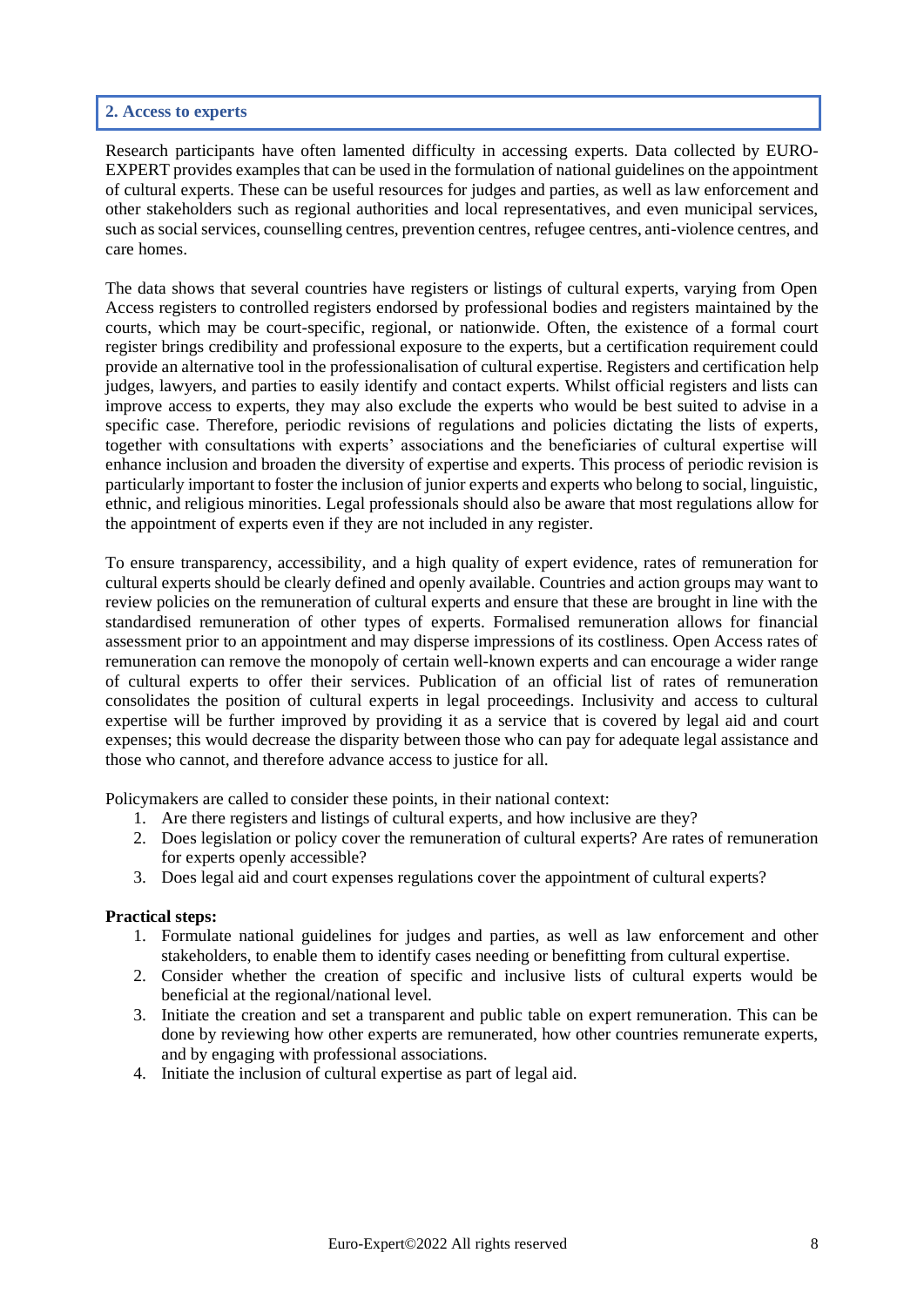## 2. Access to experts

Research participants have often lamented difficulty in accessing experts. Data collected by EURO-EXPERT provides examples that can be used in the formulation of national guidelines on the appointment of cultural experts. These can be useful resources for judges and parties, as well as law enforcement and other stakeholders such as regional authorities and local representatives, and even municipal services, such as social services, counselling centres, prevention centres, refugee centres, anti-violence centres, and care homes.

The data shows that several countries have registers or listings of cultural experts, varying from Open Access registers to controlled registers endorsed by professional bodies and registers maintained by the courts, which may be court-specific, regional, or nationwide. Often, the existence of a formal court register brings credibility and professional exposure to the experts, but a certification requirement could provide an alternative tool in the professionalisation of cultural expertise. Registers and certification help judges, lawyers, and parties to easily identify and contact experts. Whilst official registers and lists can improve access to experts, they may also exclude the experts who would be best suited to advise in a specific case. Therefore, periodic revisions of regulations and policies dictating the lists of experts, together with consultations with experts' associations and the beneficiaries of cultural expertise will enhance inclusion and broaden the diversity of expertise and experts. This process of periodic revision is particularly important to foster the inclusion of junior experts and experts who belong to social, linguistic, ethnic, and religious minorities. Legal professionals should also be aware that most regulations allow for the appointment of experts even if they are not included in any register.

To ensure transparency, accessibility, and a high quality of expert evidence, rates of remuneration for cultural experts should be clearly defined and openly available. Countries and action groups may want to review policies on the remuneration of cultural experts and ensure that these are brought in line with the standardised remuneration of other types of experts. Formalised remuneration allows for financial assessment prior to an appointment and may disperse impressions of its costliness. Open Access rates of remuneration can remove the monopoly of certain well-known experts and can encourage a wider range of cultural experts to offer their services. Publication of an official list of rates of remuneration consolidates the position of cultural experts in legal proceedings. Inclusivity and access to cultural expertise will be further improved by providing it as a service that is covered by legal aid and court expenses; this would decrease the disparity between those who can pay for adequate legal assistance and those who cannot, and therefore advance access to justice for all.

Policymakers are called to consider these points, in their national context:

1. Are there registers and listings of cultural experts, and how inclusive are they?
2. Does legislation or policy cover the remuneration of cultural experts? Are rates of remuneration for experts openly accessible?
3. Does legal aid and court expenses regulations cover the appointment of cultural experts?

**Practical steps:**

1. Formulate national guidelines for judges and parties, as well as law enforcement and other stakeholders, to enable them to identify cases needing or benefitting from cultural expertise.
2. Consider whether the creation of specific and inclusive lists of cultural experts would be beneficial at the regional/national level.
3. Initiate the creation and set a transparent and public table on expert remuneration. This can be done by reviewing how other experts are remunerated, how other countries remunerate experts, and by engaging with professional associations.
4. Initiate the inclusion of cultural expertise as part of legal aid.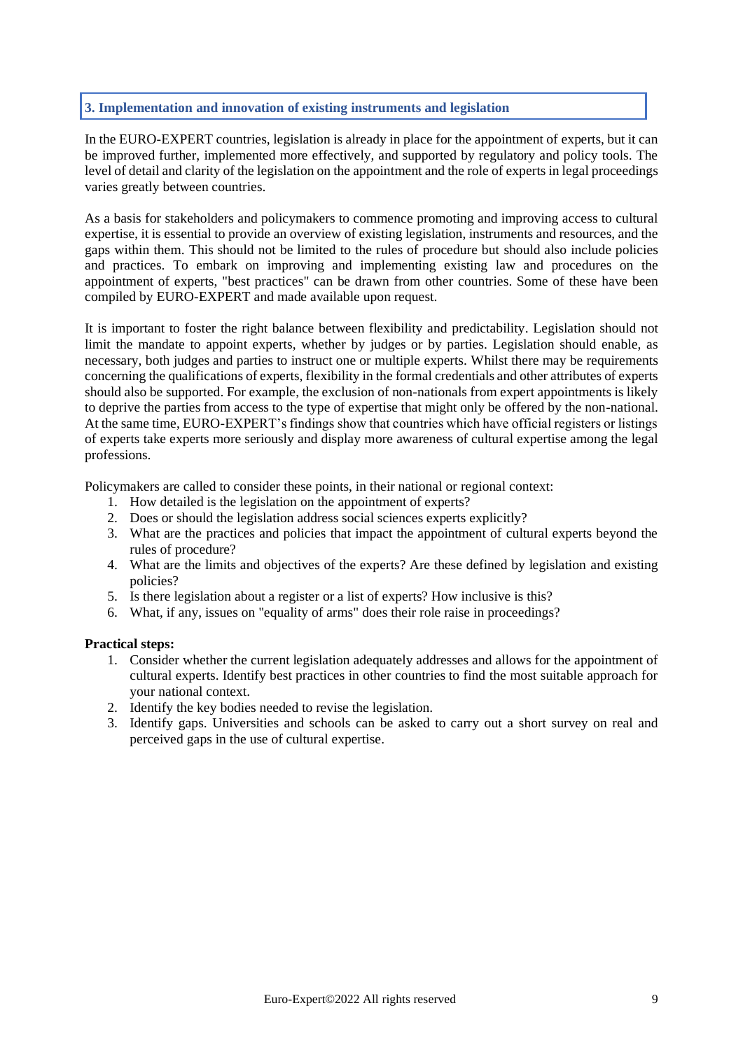## 3. Implementation and innovation of existing instruments and legislation

In the EURO-EXPERT countries, legislation is already in place for the appointment of experts, but it can be improved further, implemented more effectively, and supported by regulatory and policy tools. The level of detail and clarity of the legislation on the appointment and the role of experts in legal proceedings varies greatly between countries.

As a basis for stakeholders and policymakers to commence promoting and improving access to cultural expertise, it is essential to provide an overview of existing legislation, instruments and resources, and the gaps within them. This should not be limited to the rules of procedure but should also include policies and practices. To embark on improving and implementing existing law and procedures on the appointment of experts, "best practices" can be drawn from other countries. Some of these have been compiled by EURO-EXPERT and made available upon request.

It is important to foster the right balance between flexibility and predictability. Legislation should not limit the mandate to appoint experts, whether by judges or by parties. Legislation should enable, as necessary, both judges and parties to instruct one or multiple experts. Whilst there may be requirements concerning the qualifications of experts, flexibility in the formal credentials and other attributes of experts should also be supported. For example, the exclusion of non-nationals from expert appointments is likely to deprive the parties from access to the type of expertise that might only be offered by the non-national. At the same time, EURO-EXPERT's findings show that countries which have official registers or listings of experts take experts more seriously and display more awareness of cultural expertise among the legal professions.

Policymakers are called to consider these points, in their national or regional context:

1. How detailed is the legislation on the appointment of experts?
2. Does or should the legislation address social sciences experts explicitly?
3. What are the practices and policies that impact the appointment of cultural experts beyond the rules of procedure?
4. What are the limits and objectives of the experts? Are these defined by legislation and existing policies?
5. Is there legislation about a register or a list of experts? How inclusive is this?
6. What, if any, issues on "equality of arms" does their role raise in proceedings?

**Practical steps:**

1. Consider whether the current legislation adequately addresses and allows for the appointment of cultural experts. Identify best practices in other countries to find the most suitable approach for your national context.
2. Identify the key bodies needed to revise the legislation.
3. Identify gaps. Universities and schools can be asked to carry out a short survey on real and perceived gaps in the use of cultural expertise.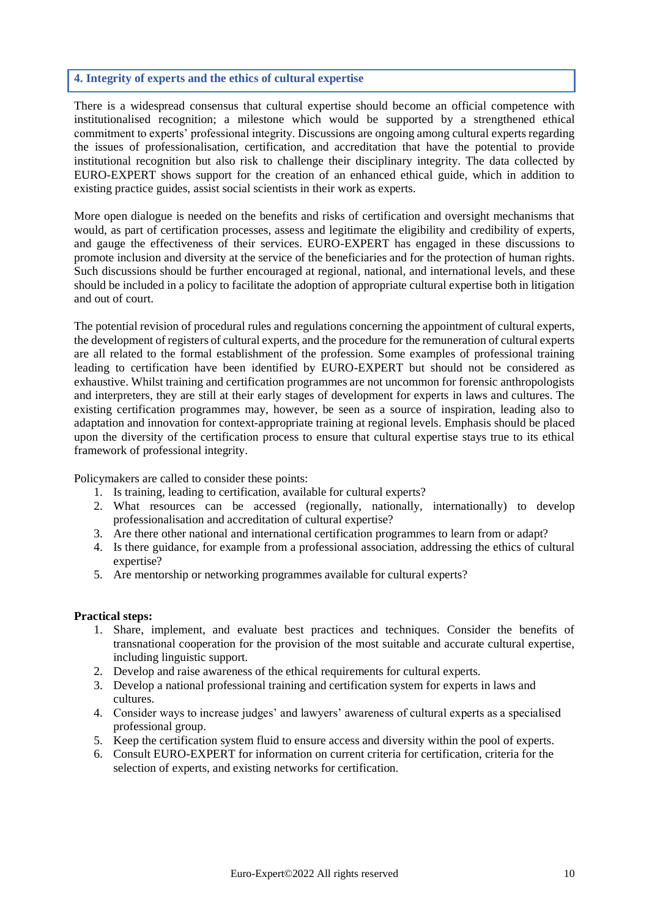## 4. Integrity of experts and the ethics of cultural expertise

There is a widespread consensus that cultural expertise should become an official competence with institutionalised recognition; a milestone which would be supported by a strengthened ethical commitment to experts' professional integrity. Discussions are ongoing among cultural experts regarding the issues of professionalisation, certification, and accreditation that have the potential to provide institutional recognition but also risk to challenge their disciplinary integrity. The data collected by EURO-EXPERT shows support for the creation of an enhanced ethical guide, which in addition to existing practice guides, assist social scientists in their work as experts.

More open dialogue is needed on the benefits and risks of certification and oversight mechanisms that would, as part of certification processes, assess and legitimate the eligibility and credibility of experts, and gauge the effectiveness of their services. EURO-EXPERT has engaged in these discussions to promote inclusion and diversity at the service of the beneficiaries and for the protection of human rights. Such discussions should be further encouraged at regional, national, and international levels, and these should be included in a policy to facilitate the adoption of appropriate cultural expertise both in litigation and out of court.

The potential revision of procedural rules and regulations concerning the appointment of cultural experts, the development of registers of cultural experts, and the procedure for the remuneration of cultural experts are all related to the formal establishment of the profession. Some examples of professional training leading to certification have been identified by EURO-EXPERT but should not be considered as exhaustive. Whilst training and certification programmes are not uncommon for forensic anthropologists and interpreters, they are still at their early stages of development for experts in laws and cultures. The existing certification programmes may, however, be seen as a source of inspiration, leading also to adaptation and innovation for context-appropriate training at regional levels. Emphasis should be placed upon the diversity of the certification process to ensure that cultural expertise stays true to its ethical framework of professional integrity.

Policymakers are called to consider these points:

1. Is training, leading to certification, available for cultural experts?
2. What resources can be accessed (regionally, nationally, internationally) to develop professionalisation and accreditation of cultural expertise?
3. Are there other national and international certification programmes to learn from or adapt?
4. Is there guidance, for example from a professional association, addressing the ethics of cultural expertise?
5. Are mentorship or networking programmes available for cultural experts?

**Practical steps:**

1. Share, implement, and evaluate best practices and techniques. Consider the benefits of transnational cooperation for the provision of the most suitable and accurate cultural expertise, including linguistic support.
2. Develop and raise awareness of the ethical requirements for cultural experts.
3. Develop a national professional training and certification system for experts in laws and cultures.
4. Consider ways to increase judges' and lawyers' awareness of cultural experts as a specialised professional group.
5. Keep the certification system fluid to ensure access and diversity within the pool of experts.
6. Consult EURO-EXPERT for information on current criteria for certification, criteria for the selection of experts, and existing networks for certification.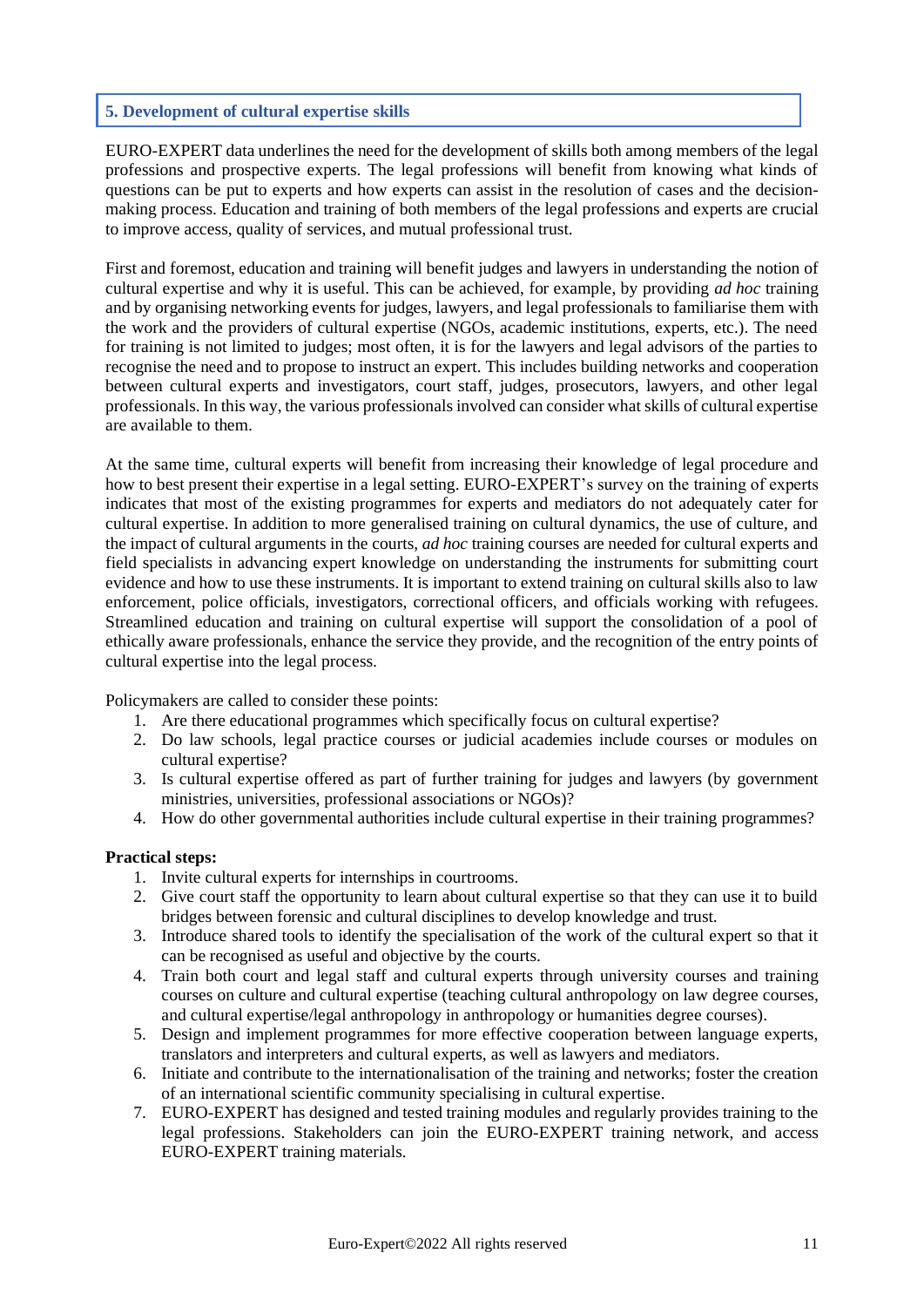## 5. Development of cultural expertise skills

EURO-EXPERT data underlines the need for the development of skills both among members of the legal professions and prospective experts. The legal professions will benefit from knowing what kinds of questions can be put to experts and how experts can assist in the resolution of cases and the decision-making process. Education and training of both members of the legal professions and experts are crucial to improve access, quality of services, and mutual professional trust.

First and foremost, education and training will benefit judges and lawyers in understanding the notion of cultural expertise and why it is useful. This can be achieved, for example, by providing *ad hoc* training and by organising networking events for judges, lawyers, and legal professionals to familiarise them with the work and the providers of cultural expertise (NGOs, academic institutions, experts, etc.). The need for training is not limited to judges; most often, it is for the lawyers and legal advisors of the parties to recognise the need and to propose to instruct an expert. This includes building networks and cooperation between cultural experts and investigators, court staff, judges, prosecutors, lawyers, and other legal professionals. In this way, the various professionals involved can consider what skills of cultural expertise are available to them.

At the same time, cultural experts will benefit from increasing their knowledge of legal procedure and how to best present their expertise in a legal setting. EURO-EXPERT's survey on the training of experts indicates that most of the existing programmes for experts and mediators do not adequately cater for cultural expertise. In addition to more generalised training on cultural dynamics, the use of culture, and the impact of cultural arguments in the courts, *ad hoc* training courses are needed for cultural experts and field specialists in advancing expert knowledge on understanding the instruments for submitting court evidence and how to use these instruments. It is important to extend training on cultural skills also to law enforcement, police officials, investigators, correctional officers, and officials working with refugees. Streamlined education and training on cultural expertise will support the consolidation of a pool of ethically aware professionals, enhance the service they provide, and the recognition of the entry points of cultural expertise into the legal process.

Policymakers are called to consider these points:

1. Are there educational programmes which specifically focus on cultural expertise?
2. Do law schools, legal practice courses or judicial academies include courses or modules on cultural expertise?
3. Is cultural expertise offered as part of further training for judges and lawyers (by government ministries, universities, professional associations or NGOs)?
4. How do other governmental authorities include cultural expertise in their training programmes?

**Practical steps:**

1. Invite cultural experts for internships in courtrooms.
2. Give court staff the opportunity to learn about cultural expertise so that they can use it to build bridges between forensic and cultural disciplines to develop knowledge and trust.
3. Introduce shared tools to identify the specialisation of the work of the cultural expert so that it can be recognised as useful and objective by the courts.
4. Train both court and legal staff and cultural experts through university courses and training courses on culture and cultural expertise (teaching cultural anthropology on law degree courses, and cultural expertise/legal anthropology in anthropology or humanities degree courses).
5. Design and implement programmes for more effective cooperation between language experts, translators and interpreters and cultural experts, as well as lawyers and mediators.
6. Initiate and contribute to the internationalisation of the training and networks; foster the creation of an international scientific community specialising in cultural expertise.
7. EURO-EXPERT has designed and tested training modules and regularly provides training to the legal professions. Stakeholders can join the EURO-EXPERT training network, and access EURO-EXPERT training materials.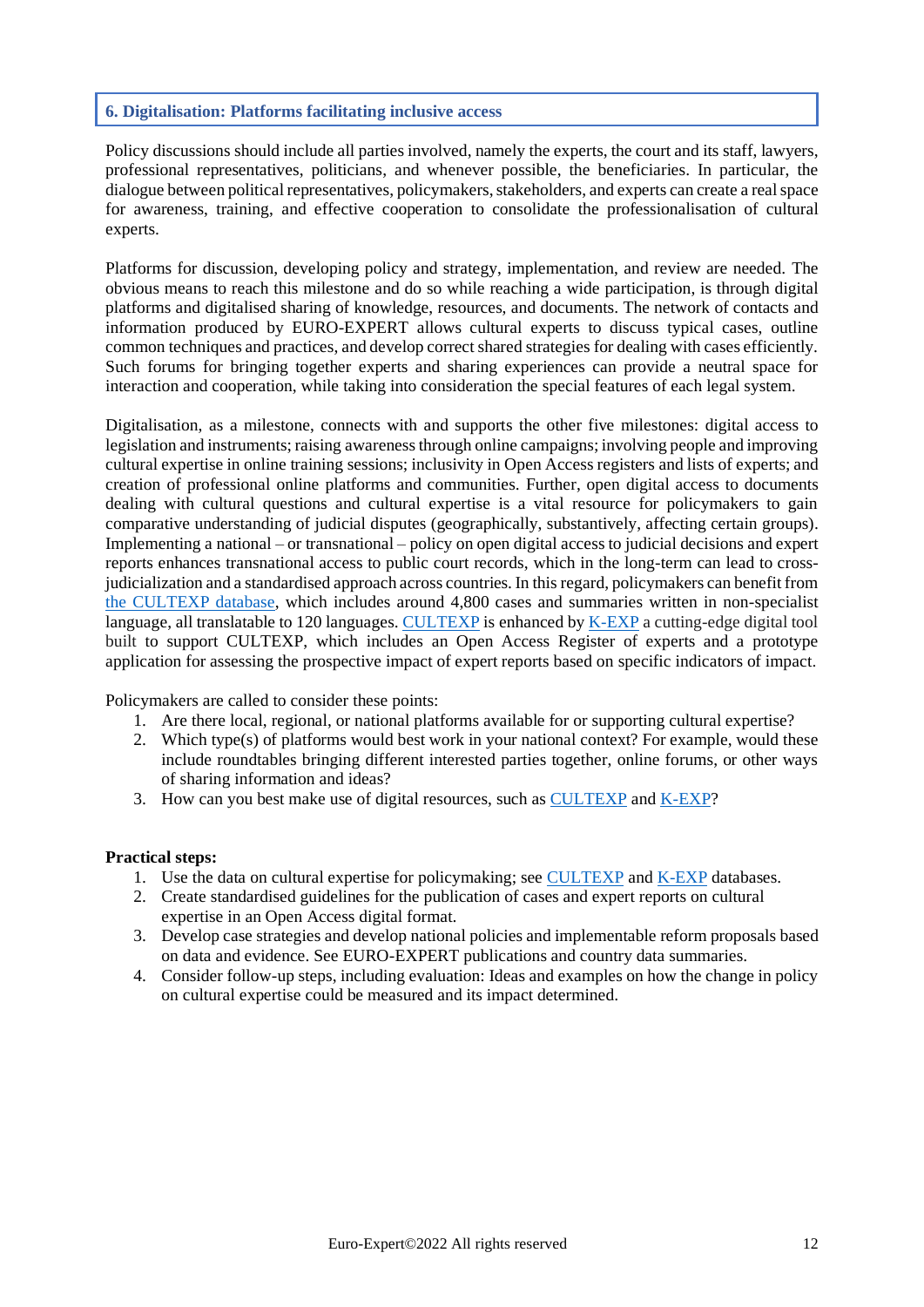## 6. Digitalisation: Platforms facilitating inclusive access

Policy discussions should include all parties involved, namely the experts, the court and its staff, lawyers, professional representatives, politicians, and whenever possible, the beneficiaries. In particular, the dialogue between political representatives, policymakers, stakeholders, and experts can create a real space for awareness, training, and effective cooperation to consolidate the professionalisation of cultural experts.

Platforms for discussion, developing policy and strategy, implementation, and review are needed. The obvious means to reach this milestone and do so while reaching a wide participation, is through digital platforms and digitalised sharing of knowledge, resources, and documents. The network of contacts and information produced by EURO-EXPERT allows cultural experts to discuss typical cases, outline common techniques and practices, and develop correct shared strategies for dealing with cases efficiently. Such forums for bringing together experts and sharing experiences can provide a neutral space for interaction and cooperation, while taking into consideration the special features of each legal system.

Digitalisation, as a milestone, connects with and supports the other five milestones: digital access to legislation and instruments; raising awareness through online campaigns; involving people and improving cultural expertise in online training sessions; inclusivity in Open Access registers and lists of experts; and creation of professional online platforms and communities. Further, open digital access to documents dealing with cultural questions and cultural expertise is a vital resource for policymakers to gain comparative understanding of judicial disputes (geographically, substantively, affecting certain groups). Implementing a national – or transnational – policy on open digital access to judicial decisions and expert reports enhances transnational access to public court records, which in the long-term can lead to cross-judicialization and a standardised approach across countries. In this regard, policymakers can benefit from the CULTEXP database, which includes around 4,800 cases and summaries written in non-specialist language, all translatable to 120 languages. CULTEXP is enhanced by K-EXP a cutting-edge digital tool built to support CULTEXP, which includes an Open Access Register of experts and a prototype application for assessing the prospective impact of expert reports based on specific indicators of impact.

Policymakers are called to consider these points:

1. Are there local, regional, or national platforms available for or supporting cultural expertise?
2. Which type(s) of platforms would best work in your national context? For example, would these include roundtables bringing different interested parties together, online forums, or other ways of sharing information and ideas?
3. How can you best make use of digital resources, such as CULTEXP and K-EXP?

**Practical steps:**

1. Use the data on cultural expertise for policymaking; see CULTEXP and K-EXP databases.
2. Create standardised guidelines for the publication of cases and expert reports on cultural expertise in an Open Access digital format.
3. Develop case strategies and develop national policies and implementable reform proposals based on data and evidence. See EURO-EXPERT publications and country data summaries.
4. Consider follow-up steps, including evaluation: Ideas and examples on how the change in policy on cultural expertise could be measured and its impact determined.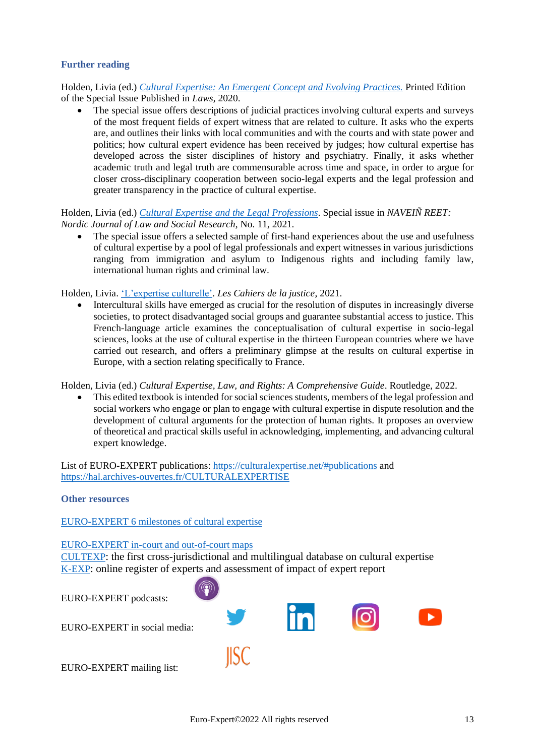### Further reading

Holden, Livia (ed.) *Cultural Expertise: An Emergent Concept and Evolving Practices.* Printed Edition of the Special Issue Published in *Laws*, 2020.

- The special issue offers descriptions of judicial practices involving cultural experts and surveys of the most frequent fields of expert witness that are related to culture. It asks who the experts are, and outlines their links with local communities and with the courts and with state power and politics; how cultural expert evidence has been received by judges; how cultural expertise has developed across the sister disciplines of history and psychiatry. Finally, it asks whether academic truth and legal truth are commensurable across time and space, in order to argue for closer cross-disciplinary cooperation between socio-legal experts and the legal profession and greater transparency in the practice of cultural expertise.

Holden, Livia (ed.) *Cultural Expertise and the Legal Professions*. Special issue in *NAVEIÑ REET: Nordic Journal of Law and Social Research*, No. 11, 2021.

- The special issue offers a selected sample of first-hand experiences about the use and usefulness of cultural expertise by a pool of legal professionals and expert witnesses in various jurisdictions ranging from immigration and asylum to Indigenous rights and including family law, international human rights and criminal law.

Holden, Livia. 'L'expertise culturelle'. *Les Cahiers de la justice*, 2021.

- Intercultural skills have emerged as crucial for the resolution of disputes in increasingly diverse societies, to protect disadvantaged social groups and guarantee substantial access to justice. This French-language article examines the conceptualisation of cultural expertise in socio-legal sciences, looks at the use of cultural expertise in the thirteen European countries where we have carried out research, and offers a preliminary glimpse at the results on cultural expertise in Europe, with a section relating specifically to France.

Holden, Livia (ed.) *Cultural Expertise, Law, and Rights: A Comprehensive Guide*. Routledge, 2022.

- This edited textbook is intended for social sciences students, members of the legal profession and social workers who engage or plan to engage with cultural expertise in dispute resolution and the development of cultural arguments for the protection of human rights. It proposes an overview of theoretical and practical skills useful in acknowledging, implementing, and advancing cultural expert knowledge.

List of EURO-EXPERT publications: https://culturalexpertise.net/#publications and https://hal.archives-ouvertes.fr/CULTURALEXPERTISE

### Other resources

EURO-EXPERT 6 milestones of cultural expertise

EURO-EXPERT in-court and out-of-court maps

CULTEXP: the first cross-jurisdictional and multilingual database on cultural expertise

K-EXP: online register of experts and assessment of impact of expert report

EURO-EXPERT podcasts:

EURO-EXPERT in social media:

EURO-EXPERT mailing list: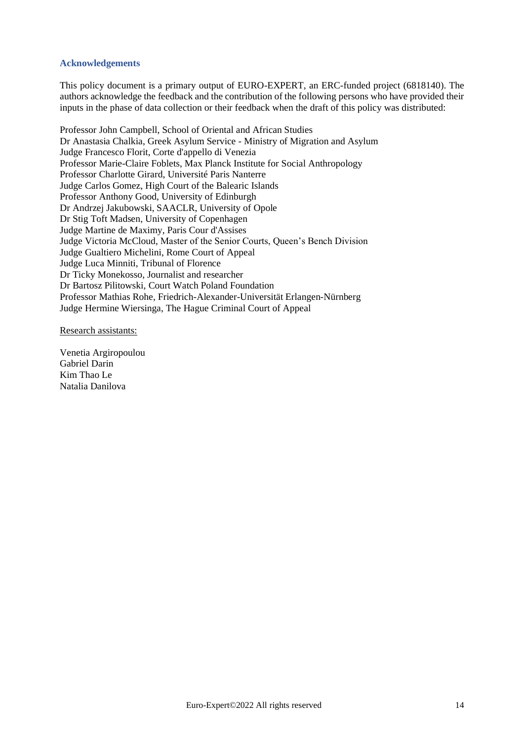### Acknowledgements

This policy document is a primary output of EURO-EXPERT, an ERC-funded project (6818140). The authors acknowledge the feedback and the contribution of the following persons who have provided their inputs in the phase of data collection or their feedback when the draft of this policy was distributed:

Professor John Campbell, School of Oriental and African Studies
Dr Anastasia Chalkia, Greek Asylum Service - Ministry of Migration and Asylum
Judge Francesco Florit, Corte d'appello di Venezia
Professor Marie-Claire Foblets, Max Planck Institute for Social Anthropology
Professor Charlotte Girard, Université Paris Nanterre
Judge Carlos Gomez, High Court of the Balearic Islands
Professor Anthony Good, University of Edinburgh
Dr Andrzej Jakubowski, SAACLR, University of Opole
Dr Stig Toft Madsen, University of Copenhagen
Judge Martine de Maximy, Paris Cour d'Assises
Judge Victoria McCloud, Master of the Senior Courts, Queen's Bench Division
Judge Gualtiero Michelini, Rome Court of Appeal
Judge Luca Minniti, Tribunal of Florence
Dr Ticky Monekosso, Journalist and researcher
Dr Bartosz Pilitowski, Court Watch Poland Foundation
Professor Mathias Rohe, Friedrich-Alexander-Universität Erlangen-Nürnberg
Judge Hermine Wiersinga, The Hague Criminal Court of Appeal

Research assistants:

Venetia Argiropoulou
Gabriel Darin
Kim Thao Le
Natalia Danilova